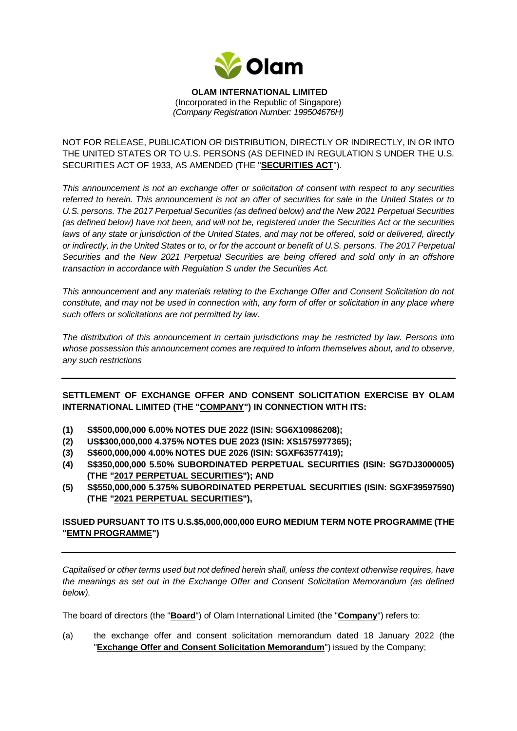**OLAM INTERNATIONAL LIMITED**
(Incorporated in the Republic of Singapore)
*(Company Registration Number: 199504676H)*

NOT FOR RELEASE, PUBLICATION OR DISTRIBUTION, DIRECTLY OR INDIRECTLY, IN OR INTO THE UNITED STATES OR TO U.S. PERSONS (AS DEFINED IN REGULATION S UNDER THE U.S. SECURITIES ACT OF 1933, AS AMENDED (THE "**SECURITIES ACT**").

*This announcement is not an exchange offer or solicitation of consent with respect to any securities referred to herein. This announcement is not an offer of securities for sale in the United States or to U.S. persons. The 2017 Perpetual Securities (as defined below) and the New 2021 Perpetual Securities (as defined below) have not been, and will not be, registered under the Securities Act or the securities laws of any state or jurisdiction of the United States, and may not be offered, sold or delivered, directly or indirectly, in the United States or to, or for the account or benefit of U.S. persons. The 2017 Perpetual Securities and the New 2021 Perpetual Securities are being offered and sold only in an offshore transaction in accordance with Regulation S under the Securities Act.*

*This announcement and any materials relating to the Exchange Offer and Consent Solicitation do not constitute, and may not be used in connection with, any form of offer or solicitation in any place where such offers or solicitations are not permitted by law.*

*The distribution of this announcement in certain jurisdictions may be restricted by law. Persons into whose possession this announcement comes are required to inform themselves about, and to observe, any such restrictions*

---

**SETTLEMENT OF EXCHANGE OFFER AND CONSENT SOLICITATION EXERCISE BY OLAM INTERNATIONAL LIMITED (THE "COMPANY") IN CONNECTION WITH ITS:**

**(1) S$500,000,000 6.00% NOTES DUE 2022 (ISIN: SG6X10986208);**
**(2) US$300,000,000 4.375% NOTES DUE 2023 (ISIN: XS1575977365);**
**(3) S$600,000,000 4.00% NOTES DUE 2026 (ISIN: SGXF63577419);**
**(4) S$350,000,000 5.50% SUBORDINATED PERPETUAL SECURITIES (ISIN: SG7DJ3000005) (THE "2017 PERPETUAL SECURITIES"); AND**
**(5) S$550,000,000 5.375% SUBORDINATED PERPETUAL SECURITIES (ISIN: SGXF39597590) (THE "2021 PERPETUAL SECURITIES"),**

**ISSUED PURSUANT TO ITS U.S.$5,000,000,000 EURO MEDIUM TERM NOTE PROGRAMME (THE "EMTN PROGRAMME")**

---

*Capitalised or other terms used but not defined herein shall, unless the context otherwise requires, have the meanings as set out in the Exchange Offer and Consent Solicitation Memorandum (as defined below).*

The board of directors (the "**Board**") of Olam International Limited (the "**Company**") refers to:

(a) the exchange offer and consent solicitation memorandum dated 18 January 2022 (the "**Exchange Offer and Consent Solicitation Memorandum**") issued by the Company;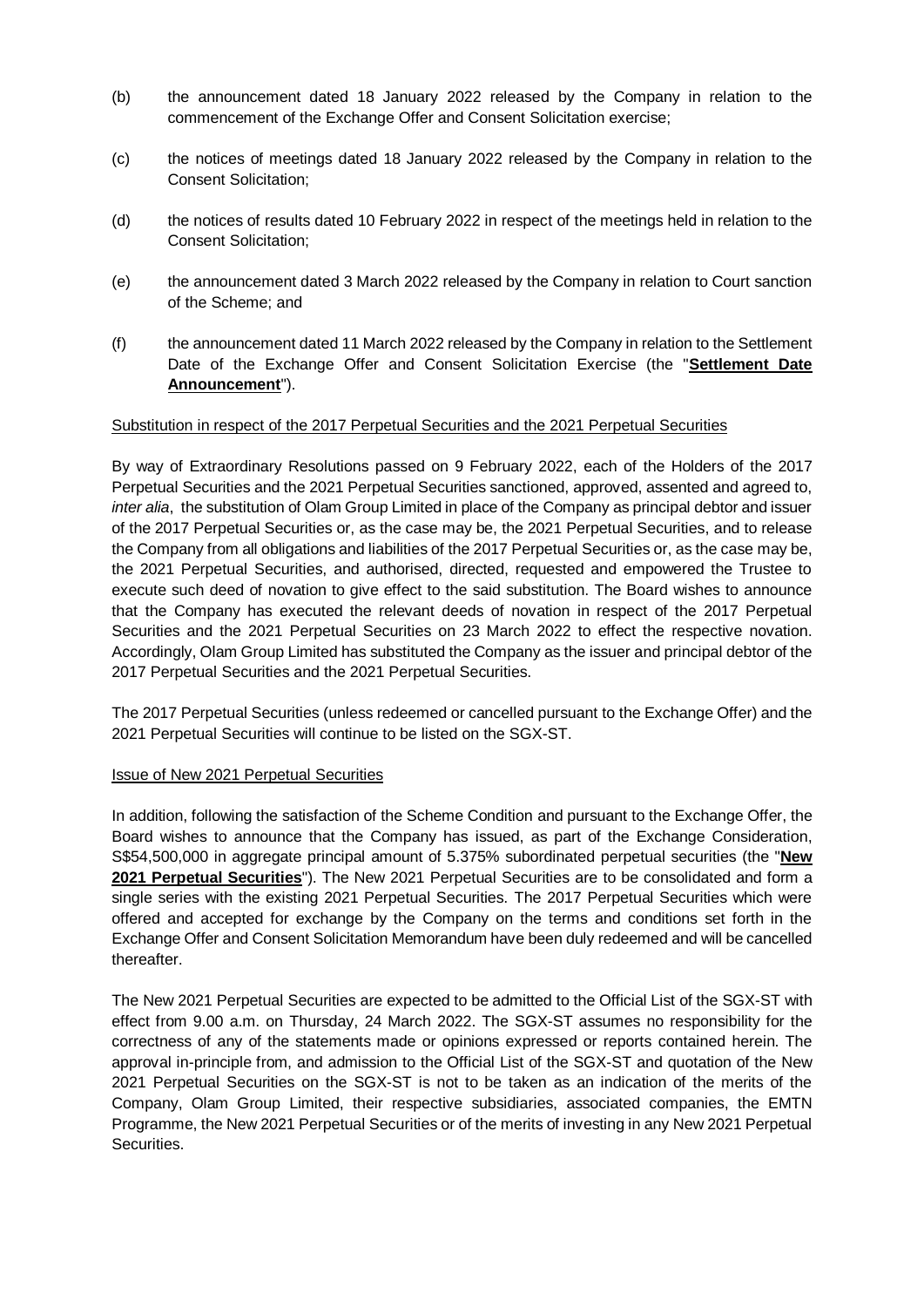(b) the announcement dated 18 January 2022 released by the Company in relation to the commencement of the Exchange Offer and Consent Solicitation exercise;

(c) the notices of meetings dated 18 January 2022 released by the Company in relation to the Consent Solicitation;

(d) the notices of results dated 10 February 2022 in respect of the meetings held in relation to the Consent Solicitation;

(e) the announcement dated 3 March 2022 released by the Company in relation to Court sanction of the Scheme; and

(f) the announcement dated 11 March 2022 released by the Company in relation to the Settlement Date of the Exchange Offer and Consent Solicitation Exercise (the "**Settlement Date Announcement**").

Substitution in respect of the 2017 Perpetual Securities and the 2021 Perpetual Securities

By way of Extraordinary Resolutions passed on 9 February 2022, each of the Holders of the 2017 Perpetual Securities and the 2021 Perpetual Securities sanctioned, approved, assented and agreed to, *inter alia*, the substitution of Olam Group Limited in place of the Company as principal debtor and issuer of the 2017 Perpetual Securities or, as the case may be, the 2021 Perpetual Securities, and to release the Company from all obligations and liabilities of the 2017 Perpetual Securities or, as the case may be, the 2021 Perpetual Securities, and authorised, directed, requested and empowered the Trustee to execute such deed of novation to give effect to the said substitution. The Board wishes to announce that the Company has executed the relevant deeds of novation in respect of the 2017 Perpetual Securities and the 2021 Perpetual Securities on 23 March 2022 to effect the respective novation. Accordingly, Olam Group Limited has substituted the Company as the issuer and principal debtor of the 2017 Perpetual Securities and the 2021 Perpetual Securities.

The 2017 Perpetual Securities (unless redeemed or cancelled pursuant to the Exchange Offer) and the 2021 Perpetual Securities will continue to be listed on the SGX-ST.

Issue of New 2021 Perpetual Securities

In addition, following the satisfaction of the Scheme Condition and pursuant to the Exchange Offer, the Board wishes to announce that the Company has issued, as part of the Exchange Consideration, S$54,500,000 in aggregate principal amount of 5.375% subordinated perpetual securities (the "**New 2021 Perpetual Securities**"). The New 2021 Perpetual Securities are to be consolidated and form a single series with the existing 2021 Perpetual Securities. The 2017 Perpetual Securities which were offered and accepted for exchange by the Company on the terms and conditions set forth in the Exchange Offer and Consent Solicitation Memorandum have been duly redeemed and will be cancelled thereafter.

The New 2021 Perpetual Securities are expected to be admitted to the Official List of the SGX-ST with effect from 9.00 a.m. on Thursday, 24 March 2022. The SGX-ST assumes no responsibility for the correctness of any of the statements made or opinions expressed or reports contained herein. The approval in-principle from, and admission to the Official List of the SGX-ST and quotation of the New 2021 Perpetual Securities on the SGX-ST is not to be taken as an indication of the merits of the Company, Olam Group Limited, their respective subsidiaries, associated companies, the EMTN Programme, the New 2021 Perpetual Securities or of the merits of investing in any New 2021 Perpetual Securities.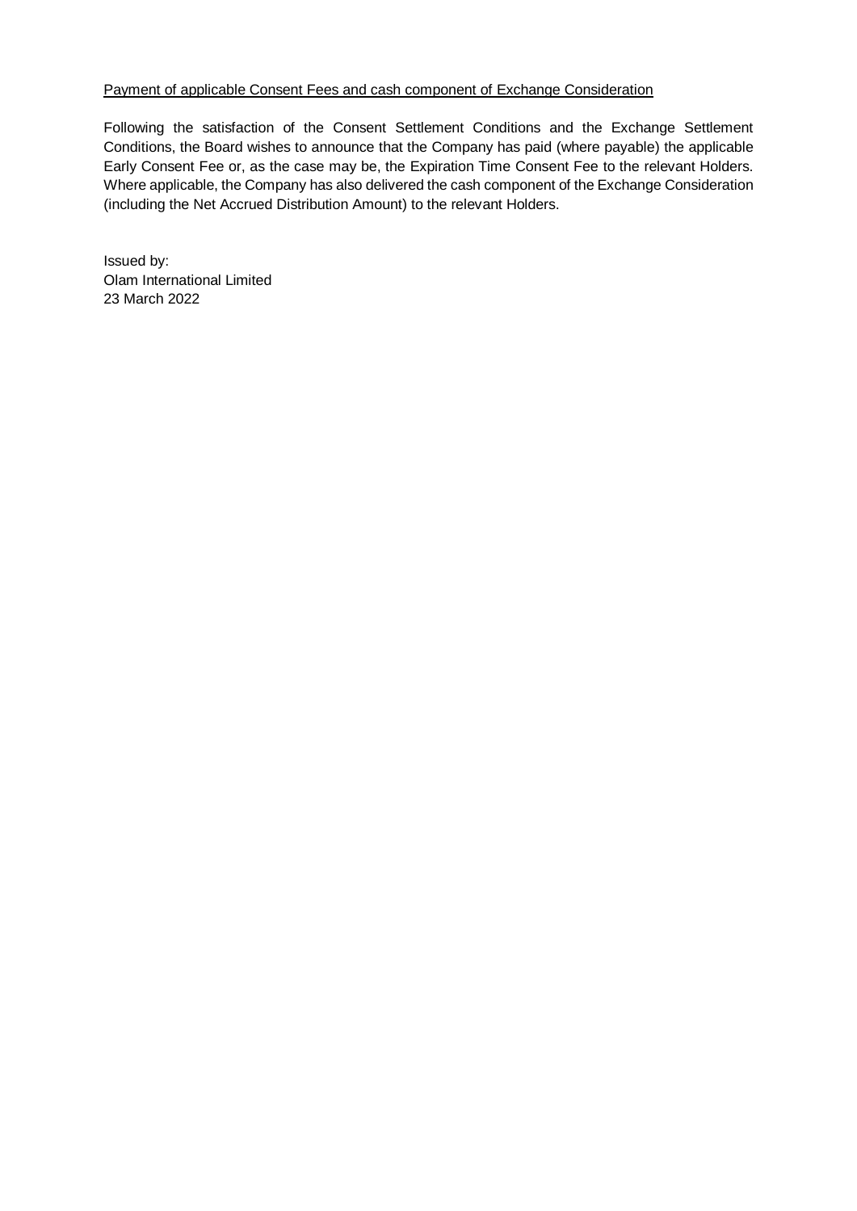Payment of applicable Consent Fees and cash component of Exchange Consideration

Following the satisfaction of the Consent Settlement Conditions and the Exchange Settlement Conditions, the Board wishes to announce that the Company has paid (where payable) the applicable Early Consent Fee or, as the case may be, the Expiration Time Consent Fee to the relevant Holders. Where applicable, the Company has also delivered the cash component of the Exchange Consideration (including the Net Accrued Distribution Amount) to the relevant Holders.

Issued by:
Olam International Limited
23 March 2022